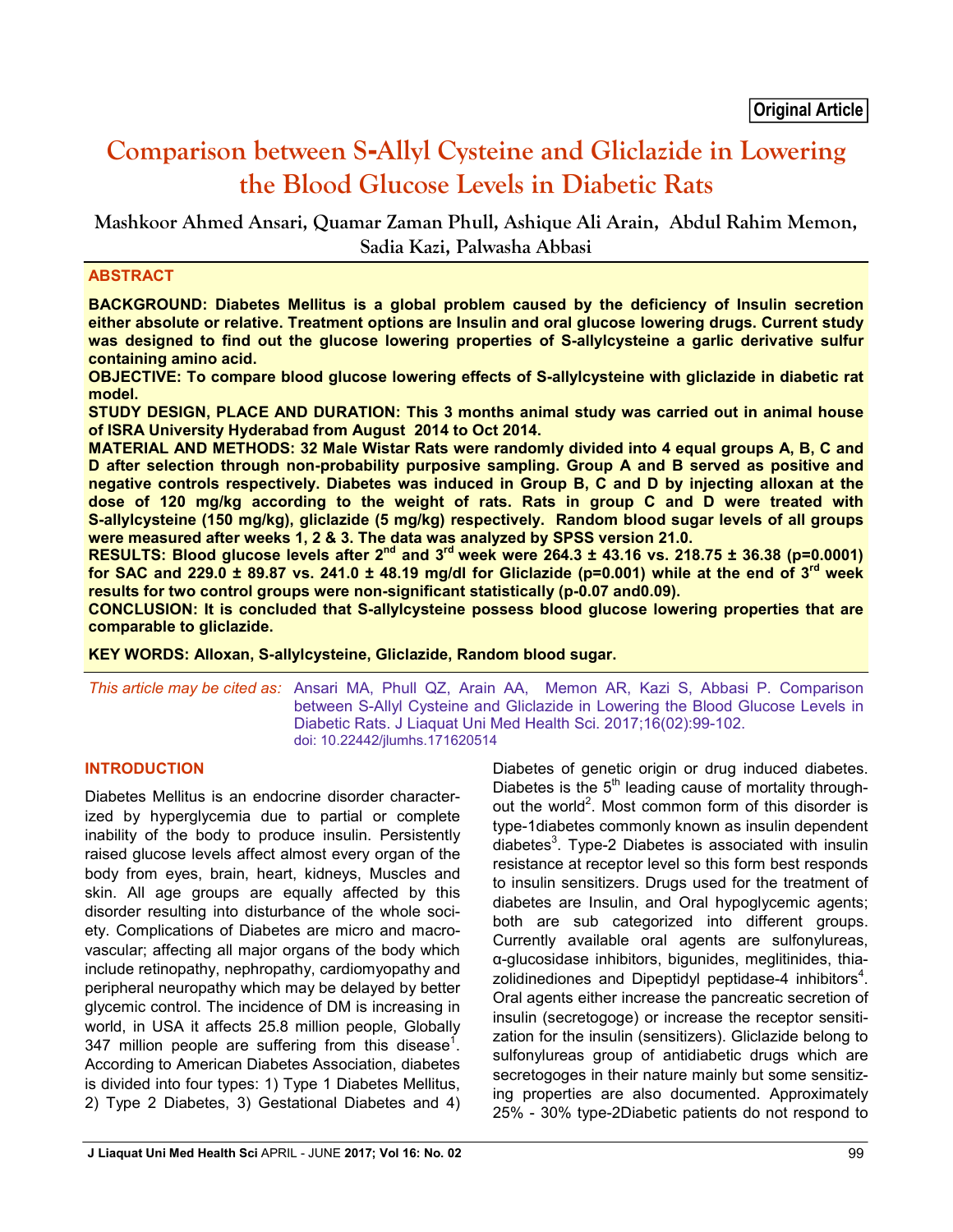Original Article

# Comparison between S-Allyl Cysteine and Gliclazide in Lowering the Blood Glucose Levels in Diabetic Rats

**Mashkoor Ahmed Ansari, Quamar Zaman Phull, Ashique Ali Arain, Abdul Rahim Memon, Sadia Kazi, Palwasha Abbasi**

## ABSTRACT

**BACKGROUND: Diabetes Mellitus is a global problem caused by the deficiency of Insulin secretion either absolute or relative. Treatment options are Insulin and oral glucose lowering drugs. Current study was designed to find out the glucose lowering properties of S-allylcysteine a garlic derivative sulfur containing amino acid.**

**OBJECTIVE: To compare blood glucose lowering effects of S-allylcysteine with gliclazide in diabetic rat model.**

**STUDY DESIGN, PLACE AND DURATION: This 3 months animal study was carried out in animal house of ISRA University Hyderabad from August 2014 to Oct 2014.**

**MATERIAL AND METHODS: 32 Male Wistar Rats were randomly divided into 4 equal groups A, B, C and D after selection through non-probability purposive sampling. Group A and B served as positive and negative controls respectively. Diabetes was induced in Group B, C and D by injecting alloxan at the dose of 120 mg/kg according to the weight of rats. Rats in group C and D were treated with S-allylcysteine (150 mg/kg), gliclazide (5 mg/kg) respectively. Random blood sugar levels of all groups were measured after weeks 1, 2 & 3. The data was analyzed by SPSS version 21.0.**

**RESULTS: Blood glucose levels after 2$^{nd}$ and 3$^{rd}$ week were 264.3 ± 43.16 vs. 218.75 ± 36.38 (p=0.0001) for SAC and 229.0 ± 89.87 vs. 241.0 ± 48.19 mg/dl for Gliclazide (p=0.001) while at the end of 3$^{rd}$ week results for two control groups were non-significant statistically (p-0.07 and0.09).**

**CONCLUSION: It is concluded that S-allylcysteine possess blood glucose lowering properties that are comparable to gliclazide.**

**KEY WORDS: Alloxan, S-allylcysteine, Gliclazide, Random blood sugar.**

*This article may be cited as:* Ansari MA, Phull QZ, Arain AA, Memon AR, Kazi S, Abbasi P. Comparison between S-Allyl Cysteine and Gliclazide in Lowering the Blood Glucose Levels in Diabetic Rats. J Liaquat Uni Med Health Sci. 2017;16(02):99-102. doi: 10.22442/jlumhs.171620514

## INTRODUCTION

Diabetes Mellitus is an endocrine disorder characterized by hyperglycemia due to partial or complete inability of the body to produce insulin. Persistently raised glucose levels affect almost every organ of the body from eyes, brain, heart, kidneys, Muscles and skin. All age groups are equally affected by this disorder resulting into disturbance of the whole society. Complications of Diabetes are micro and macrovascular; affecting all major organs of the body which include retinopathy, nephropathy, cardiomyopathy and peripheral neuropathy which may be delayed by better glycemic control. The incidence of DM is increasing in world, in USA it affects 25.8 million people, Globally 347 million people are suffering from this disease[1]. According to American Diabetes Association, diabetes is divided into four types: 1) Type 1 Diabetes Mellitus, 2) Type 2 Diabetes, 3) Gestational Diabetes and 4) Diabetes of genetic origin or drug induced diabetes. Diabetes is the 5$^{th}$ leading cause of mortality throughout the world[2]. Most common form of this disorder is type-1diabetes commonly known as insulin dependent diabetes[3]. Type-2 Diabetes is associated with insulin resistance at receptor level so this form best responds to insulin sensitizers. Drugs used for the treatment of diabetes are Insulin, and Oral hypoglycemic agents; both are sub categorized into different groups. Currently available oral agents are sulfonylureas, α-glucosidase inhibitors, bigunides, meglitinides, thiazolidinediones and Dipeptidyl peptidase-4 inhibitors[4]. Oral agents either increase the pancreatic secretion of insulin (secretogoge) or increase the receptor sensitization for the insulin (sensitizers). Gliclazide belong to sulfonylureas group of antidiabetic drugs which are secretogoges in their nature mainly but some sensitizing properties are also documented. Approximately 25% - 30% type-2Diabetic patients do not respond to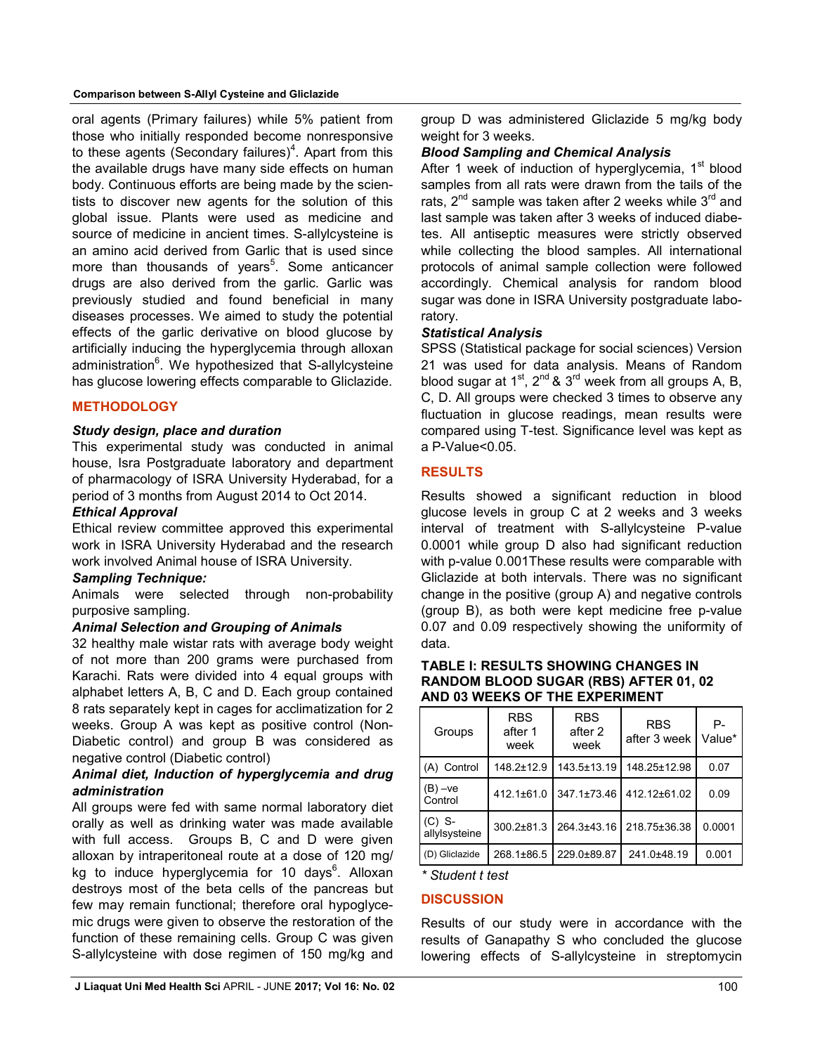oral agents (Primary failures) while 5% patient from those who initially responded become nonresponsive to these agents (Secondary failures)[4]. Apart from this the available drugs have many side effects on human body. Continuous efforts are being made by the scientists to discover new agents for the solution of this global issue. Plants were used as medicine and source of medicine in ancient times. S-allylcysteine is an amino acid derived from Garlic that is used since more than thousands of years[5]. Some anticancer drugs are also derived from the garlic. Garlic was previously studied and found beneficial in many diseases processes. We aimed to study the potential effects of the garlic derivative on blood glucose by artificially inducing the hyperglycemia through alloxan administration[6]. We hypothesized that S-allylcysteine has glucose lowering effects comparable to Gliclazide.

## METHODOLOGY

### *Study design, place and duration*

This experimental study was conducted in animal house, Isra Postgraduate laboratory and department of pharmacology of ISRA University Hyderabad, for a period of 3 months from August 2014 to Oct 2014.

### *Ethical Approval*

Ethical review committee approved this experimental work in ISRA University Hyderabad and the research work involved Animal house of ISRA University.

### *Sampling Technique:*

Animals were selected through non-probability purposive sampling.

### *Animal Selection and Grouping of Animals*

32 healthy male wistar rats with average body weight of not more than 200 grams were purchased from Karachi. Rats were divided into 4 equal groups with alphabet letters A, B, C and D. Each group contained 8 rats separately kept in cages for acclimatization for 2 weeks. Group A was kept as positive control (Non-Diabetic control) and group B was considered as negative control (Diabetic control)

### *Animal diet, Induction of hyperglycemia and drug administration*

All groups were fed with same normal laboratory diet orally as well as drinking water was made available with full access. Groups B, C and D were given alloxan by intraperitoneal route at a dose of 120 mg/kg to induce hyperglycemia for 10 days[6]. Alloxan destroys most of the beta cells of the pancreas but few may remain functional; therefore oral hypoglycemic drugs were given to observe the restoration of the function of these remaining cells. Group C was given S-allylcysteine with dose regimen of 150 mg/kg and group D was administered Gliclazide 5 mg/kg body weight for 3 weeks.

### *Blood Sampling and Chemical Analysis*

After 1 week of induction of hyperglycemia, 1st blood samples from all rats were drawn from the tails of the rats, 2nd sample was taken after 2 weeks while 3rd and last sample was taken after 3 weeks of induced diabetes. All antiseptic measures were strictly observed while collecting the blood samples. All international protocols of animal sample collection were followed accordingly. Chemical analysis for random blood sugar was done in ISRA University postgraduate laboratory.

### *Statistical Analysis*

SPSS (Statistical package for social sciences) Version 21 was used for data analysis. Means of Random blood sugar at 1st, 2nd & 3rd week from all groups A, B, C, D. All groups were checked 3 times to observe any fluctuation in glucose readings, mean results were compared using T-test. Significance level was kept as a P-Value<0.05.

## RESULTS

Results showed a significant reduction in blood glucose levels in group C at 2 weeks and 3 weeks interval of treatment with S-allylcysteine P-value 0.0001 while group D also had significant reduction with p-value 0.001These results were comparable with Gliclazide at both intervals. There was no significant change in the positive (group A) and negative controls (group B), as both were kept medicine free p-value 0.07 and 0.09 respectively showing the uniformity of data.

**TABLE I: RESULTS SHOWING CHANGES IN RANDOM BLOOD SUGAR (RBS) AFTER 01, 02 AND 03 WEEKS OF THE EXPERIMENT**

| Groups | RBS after 1 week | RBS after 2 week | RBS after 3 week | P-Value* |
|---|---|---|---|---|
| (A) Control | 148.2±12.9 | 143.5±13.19 | 148.25±12.98 | 0.07 |
| (B) –ve Control | 412.1±61.0 | 347.1±73.46 | 412.12±61.02 | 0.09 |
| (C) S-allylsysteine | 300.2±81.3 | 264.3±43.16 | 218.75±36.38 | 0.0001 |
| (D) Gliclazide | 268.1±86.5 | 229.0±89.87 | 241.0±48.19 | 0.001 |

*\* Student t test*

## DISCUSSION

Results of our study were in accordance with the results of Ganapathy S who concluded the glucose lowering effects of S-allylcysteine in streptomycin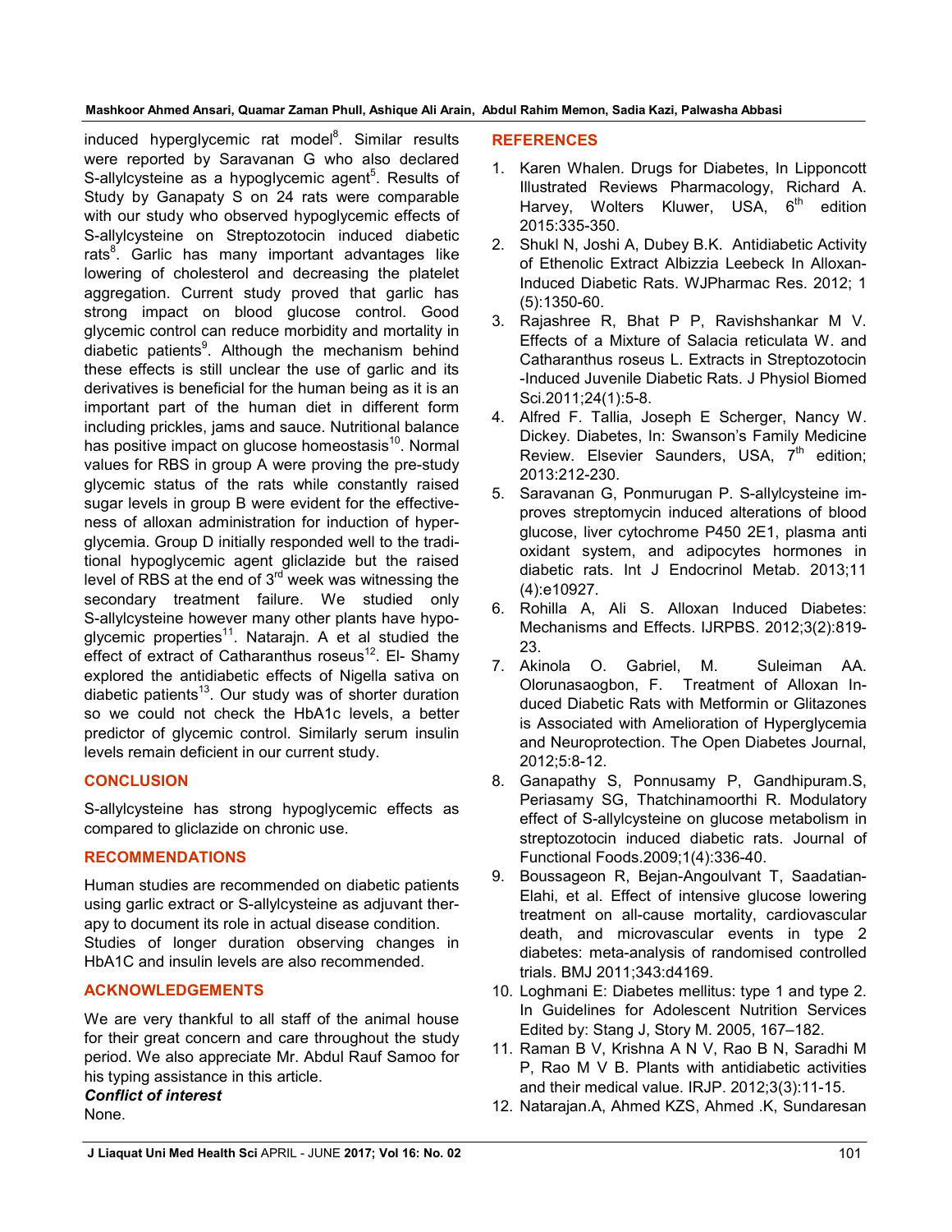induced hyperglycemic rat model[8]. Similar results were reported by Saravanan G who also declared S-allylcysteine as a hypoglycemic agent[5]. Results of Study by Ganapaty S on 24 rats were comparable with our study who observed hypoglycemic effects of S-allylcysteine on Streptozotocin induced diabetic rats[8]. Garlic has many important advantages like lowering of cholesterol and decreasing the platelet aggregation. Current study proved that garlic has strong impact on blood glucose control. Good glycemic control can reduce morbidity and mortality in diabetic patients[9]. Although the mechanism behind these effects is still unclear the use of garlic and its derivatives is beneficial for the human being as it is an important part of the human diet in different form including prickles, jams and sauce. Nutritional balance has positive impact on glucose homeostasis[10]. Normal values for RBS in group A were proving the pre-study glycemic status of the rats while constantly raised sugar levels in group B were evident for the effectiveness of alloxan administration for induction of hyperglycemia. Group D initially responded well to the traditional hypoglycemic agent gliclazide but the raised level of RBS at the end of 3rd week was witnessing the secondary treatment failure. We studied only S-allylcysteine however many other plants have hypoglycemic properties[11]. Natarajn. A et al studied the effect of extract of Catharanthus roseus[12]. El- Shamy explored the antidiabetic effects of Nigella sativa on diabetic patients[13]. Our study was of shorter duration so we could not check the HbA1c levels, a better predictor of glycemic control. Similarly serum insulin levels remain deficient in our current study.

## CONCLUSION

S-allylcysteine has strong hypoglycemic effects as compared to gliclazide on chronic use.

## RECOMMENDATIONS

Human studies are recommended on diabetic patients using garlic extract or S-allylcysteine as adjuvant therapy to document its role in actual disease condition.
Studies of longer duration observing changes in HbA1C and insulin levels are also recommended.

## ACKNOWLEDGEMENTS

We are very thankful to all staff of the animal house for their great concern and care throughout the study period. We also appreciate Mr. Abdul Rauf Samoo for his typing assistance in this article.

***Conflict of interest***

None.

## REFERENCES

1. Karen Whalen. Drugs for Diabetes, In Lipponcott Illustrated Reviews Pharmacology, Richard A. Harvey, Wolters Kluwer, USA, 6th edition 2015:335-350.
2. Shukl N, Joshi A, Dubey B.K. Antidiabetic Activity of Ethenolic Extract Albizzia Leebeck In Alloxan-Induced Diabetic Rats. WJPharmac Res. 2012; 1 (5):1350-60.
3. Rajashree R, Bhat P P, Ravishshankar M V. Effects of a Mixture of Salacia reticulata W. and Catharanthus roseus L. Extracts in Streptozotocin -Induced Juvenile Diabetic Rats. J Physiol Biomed Sci.2011;24(1):5-8.
4. Alfred F. Tallia, Joseph E Scherger, Nancy W. Dickey. Diabetes, In: Swanson's Family Medicine Review. Elsevier Saunders, USA, 7th edition; 2013:212-230.
5. Saravanan G, Ponmurugan P. S-allylcysteine improves streptomycin induced alterations of blood glucose, liver cytochrome P450 2E1, plasma anti oxidant system, and adipocytes hormones in diabetic rats. Int J Endocrinol Metab. 2013;11 (4):e10927.
6. Rohilla A, Ali S. Alloxan Induced Diabetes: Mechanisms and Effects. IJRPBS. 2012;3(2):819-23.
7. Akinola O. Gabriel, M. Suleiman AA. Olorunasaogbon, F. Treatment of Alloxan Induced Diabetic Rats with Metformin or Glitazones is Associated with Amelioration of Hyperglycemia and Neuroprotection. The Open Diabetes Journal, 2012;5:8-12.
8. Ganapathy S, Ponnusamy P, Gandhipuram.S, Periasamy SG, Thatchinamoorthi R. Modulatory effect of S-allylcysteine on glucose metabolism in streptozotocin induced diabetic rats. Journal of Functional Foods.2009;1(4):336-40.
9. Boussageon R, Bejan-Angoulvant T, Saadatian-Elahi, et al. Effect of intensive glucose lowering treatment on all-cause mortality, cardiovascular death, and microvascular events in type 2 diabetes: meta-analysis of randomised controlled trials. BMJ 2011;343:d4169.
10. Loghmani E: Diabetes mellitus: type 1 and type 2. In Guidelines for Adolescent Nutrition Services Edited by: Stang J, Story M. 2005, 167–182.
11. Raman B V, Krishna A N V, Rao B N, Saradhi M P, Rao M V B. Plants with antidiabetic activities and their medical value. IRJP. 2012;3(3):11-15.
12. Natarajan.A, Ahmed KZS, Ahmed .K, Sundaresan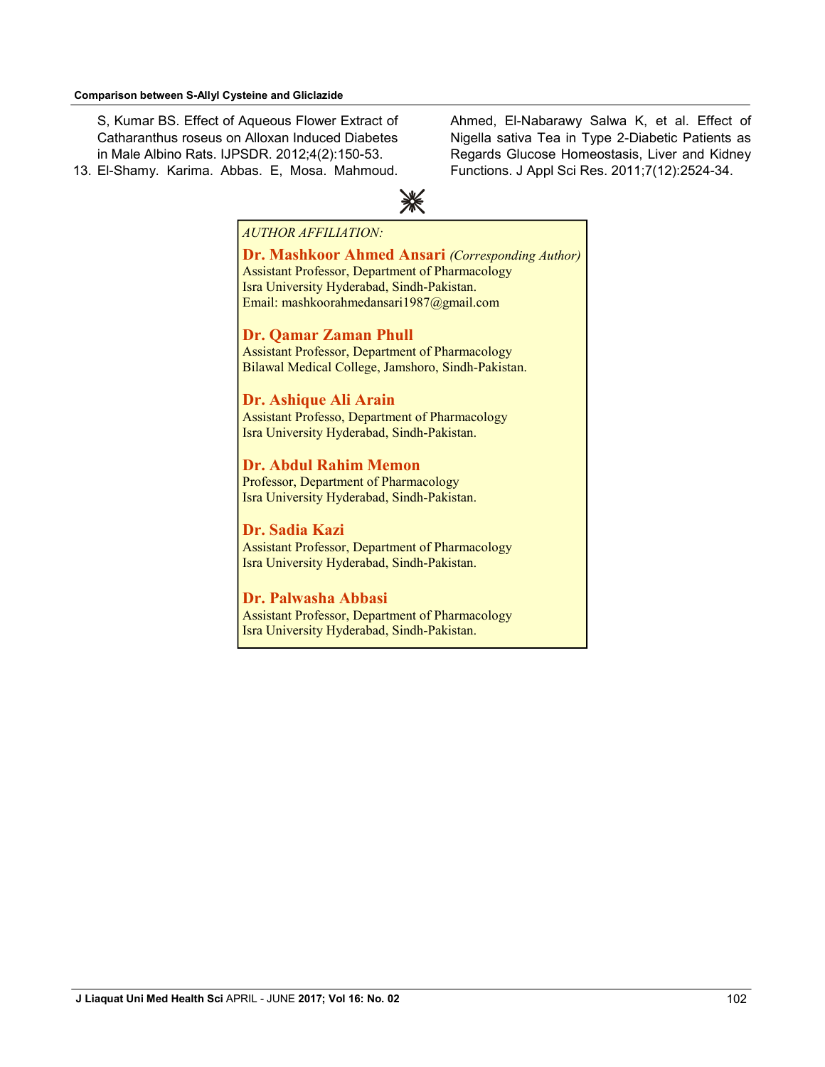S, Kumar BS. Effect of Aqueous Flower Extract of Catharanthus roseus on Alloxan Induced Diabetes in Male Albino Rats. IJPSDR. 2012;4(2):150-53.

13. El-Shamy. Karima. Abbas. E, Mosa. Mahmoud. Ahmed, El-Nabarawy Salwa K, et al. Effect of Nigella sativa Tea in Type 2-Diabetic Patients as Regards Glucose Homeostasis, Liver and Kidney Functions. J Appl Sci Res. 2011;7(12):2524-34.

*AUTHOR AFFILIATION:*

**Dr. Mashkoor Ahmed Ansari** *(Corresponding Author)*
Assistant Professor, Department of Pharmacology
Isra University Hyderabad, Sindh-Pakistan.
Email: mashkoorahmedansari1987@gmail.com

**Dr. Qamar Zaman Phull**
Assistant Professor, Department of Pharmacology
Bilawal Medical College, Jamshoro, Sindh-Pakistan.

**Dr. Ashique Ali Arain**
Assistant Professo, Department of Pharmacology
Isra University Hyderabad, Sindh-Pakistan.

**Dr. Abdul Rahim Memon**
Professor, Department of Pharmacology
Isra University Hyderabad, Sindh-Pakistan.

**Dr. Sadia Kazi**
Assistant Professor, Department of Pharmacology
Isra University Hyderabad, Sindh-Pakistan.

**Dr. Palwasha Abbasi**
Assistant Professor, Department of Pharmacology
Isra University Hyderabad, Sindh-Pakistan.